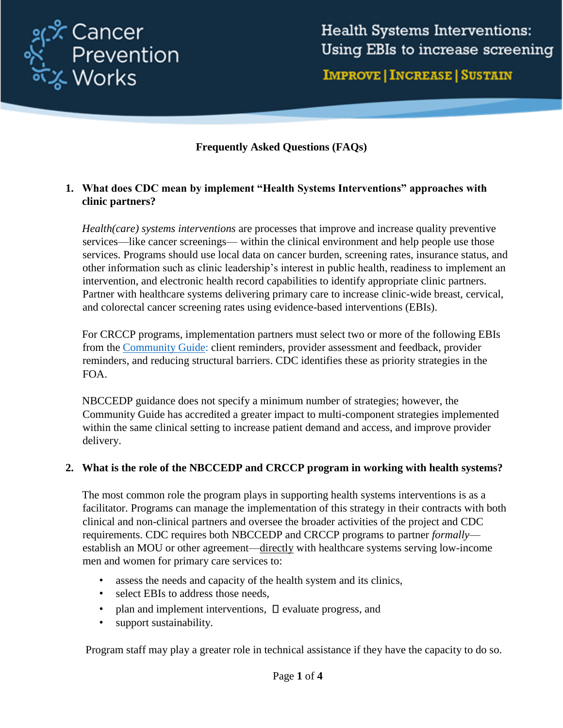Cancer Prevention Works

Health Systems Interventions: Using EBIs to increase screening

IMPROVE | INCREASE | SUSTAIN

## Frequently Asked Questions (FAQs)

### 1. What does CDC mean by implement "Health Systems Interventions" approaches with clinic partners?

*Health(care) systems interventions* are processes that improve and increase quality preventive services—like cancer screenings— within the clinical environment and help people use those services. Programs should use local data on cancer burden, screening rates, insurance status, and other information such as clinic leadership's interest in public health, readiness to implement an intervention, and electronic health record capabilities to identify appropriate clinic partners. Partner with healthcare systems delivering primary care to increase clinic-wide breast, cervical, and colorectal cancer screening rates using evidence-based interventions (EBIs).

For CRCCP programs, implementation partners must select two or more of the following EBIs from the [Community Guide](): client reminders, provider assessment and feedback, provider reminders, and reducing structural barriers. CDC identifies these as priority strategies in the FOA.

NBCCEDP guidance does not specify a minimum number of strategies; however, the Community Guide has accredited a greater impact to multi-component strategies implemented within the same clinical setting to increase patient demand and access, and improve provider delivery.

### 2. What is the role of the NBCCEDP and CRCCP program in working with health systems?

The most common role the program plays in supporting health systems interventions is as a facilitator. Programs can manage the implementation of this strategy in their contracts with both clinical and non-clinical partners and oversee the broader activities of the project and CDC requirements. CDC requires both NBCCEDP and CRCCP programs to partner *formally*—establish an MOU or other agreement—<u>directly</u> with healthcare systems serving low-income men and women for primary care services to:

- assess the needs and capacity of the health system and its clinics,
- select EBIs to address those needs,
- plan and implement interventions,
- evaluate progress, and
- support sustainability.

Program staff may play a greater role in technical assistance if they have the capacity to do so.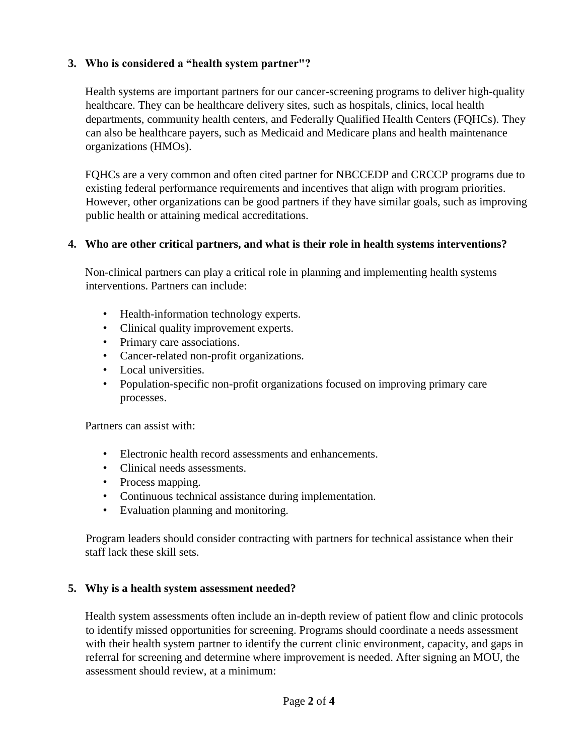**3. Who is considered a "health system partner"?**

Health systems are important partners for our cancer-screening programs to deliver high-quality healthcare. They can be healthcare delivery sites, such as hospitals, clinics, local health departments, community health centers, and Federally Qualified Health Centers (FQHCs). They can also be healthcare payers, such as Medicaid and Medicare plans and health maintenance organizations (HMOs).

FQHCs are a very common and often cited partner for NBCCEDP and CRCCP programs due to existing federal performance requirements and incentives that align with program priorities. However, other organizations can be good partners if they have similar goals, such as improving public health or attaining medical accreditations.

**4. Who are other critical partners, and what is their role in health systems interventions?**

Non-clinical partners can play a critical role in planning and implementing health systems interventions. Partners can include:

- Health-information technology experts.
- Clinical quality improvement experts.
- Primary care associations.
- Cancer-related non-profit organizations.
- Local universities.
- Population-specific non-profit organizations focused on improving primary care processes.

Partners can assist with:

- Electronic health record assessments and enhancements.
- Clinical needs assessments.
- Process mapping.
- Continuous technical assistance during implementation.
- Evaluation planning and monitoring.

Program leaders should consider contracting with partners for technical assistance when their staff lack these skill sets.

**5. Why is a health system assessment needed?**

Health system assessments often include an in-depth review of patient flow and clinic protocols to identify missed opportunities for screening. Programs should coordinate a needs assessment with their health system partner to identify the current clinic environment, capacity, and gaps in referral for screening and determine where improvement is needed. After signing an MOU, the assessment should review, at a minimum: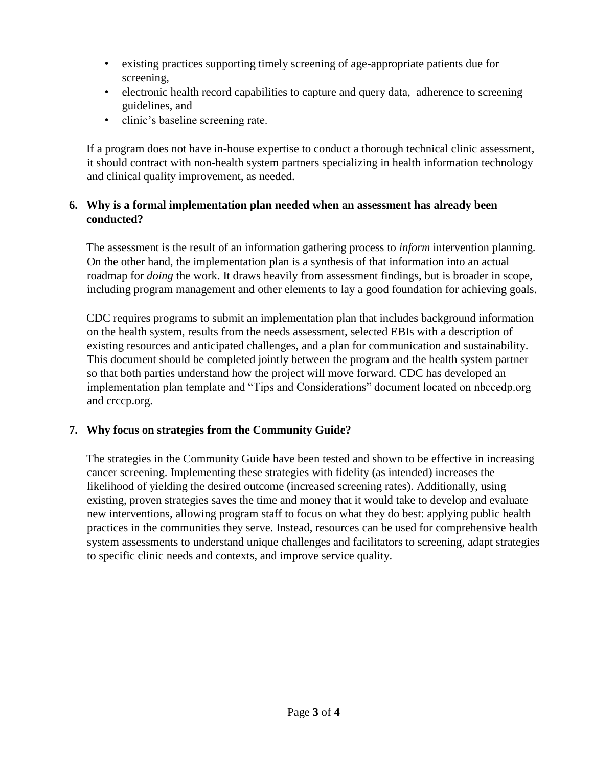- existing practices supporting timely screening of age-appropriate patients due for screening,
- electronic health record capabilities to capture and query data, adherence to screening guidelines, and
- clinic's baseline screening rate.

If a program does not have in-house expertise to conduct a thorough technical clinic assessment, it should contract with non-health system partners specializing in health information technology and clinical quality improvement, as needed.

**6. Why is a formal implementation plan needed when an assessment has already been conducted?**

The assessment is the result of an information gathering process to *inform* intervention planning. On the other hand, the implementation plan is a synthesis of that information into an actual roadmap for *doing* the work. It draws heavily from assessment findings, but is broader in scope, including program management and other elements to lay a good foundation for achieving goals.

CDC requires programs to submit an implementation plan that includes background information on the health system, results from the needs assessment, selected EBIs with a description of existing resources and anticipated challenges, and a plan for communication and sustainability. This document should be completed jointly between the program and the health system partner so that both parties understand how the project will move forward. CDC has developed an implementation plan template and "Tips and Considerations" document located on nbccedp.org and crccp.org.

**7. Why focus on strategies from the Community Guide?**

The strategies in the Community Guide have been tested and shown to be effective in increasing cancer screening. Implementing these strategies with fidelity (as intended) increases the likelihood of yielding the desired outcome (increased screening rates). Additionally, using existing, proven strategies saves the time and money that it would take to develop and evaluate new interventions, allowing program staff to focus on what they do best: applying public health practices in the communities they serve. Instead, resources can be used for comprehensive health system assessments to understand unique challenges and facilitators to screening, adapt strategies to specific clinic needs and contexts, and improve service quality.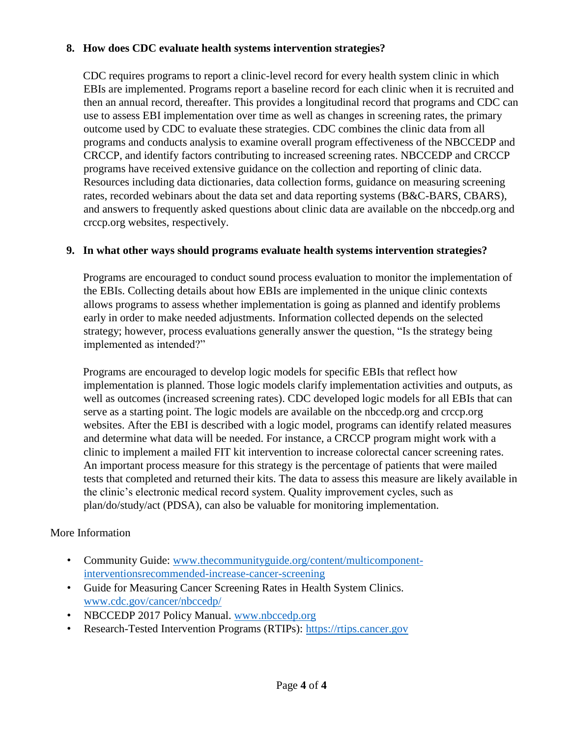**8. How does CDC evaluate health systems intervention strategies?**

CDC requires programs to report a clinic-level record for every health system clinic in which EBIs are implemented. Programs report a baseline record for each clinic when it is recruited and then an annual record, thereafter. This provides a longitudinal record that programs and CDC can use to assess EBI implementation over time as well as changes in screening rates, the primary outcome used by CDC to evaluate these strategies. CDC combines the clinic data from all programs and conducts analysis to examine overall program effectiveness of the NBCCEDP and CRCCP, and identify factors contributing to increased screening rates. NBCCEDP and CRCCP programs have received extensive guidance on the collection and reporting of clinic data. Resources including data dictionaries, data collection forms, guidance on measuring screening rates, recorded webinars about the data set and data reporting systems (B&C-BARS, CBARS), and answers to frequently asked questions about clinic data are available on the nbccedp.org and crccp.org websites, respectively.

**9. In what other ways should programs evaluate health systems intervention strategies?**

Programs are encouraged to conduct sound process evaluation to monitor the implementation of the EBIs. Collecting details about how EBIs are implemented in the unique clinic contexts allows programs to assess whether implementation is going as planned and identify problems early in order to make needed adjustments. Information collected depends on the selected strategy; however, process evaluations generally answer the question, "Is the strategy being implemented as intended?"

Programs are encouraged to develop logic models for specific EBIs that reflect how implementation is planned. Those logic models clarify implementation activities and outputs, as well as outcomes (increased screening rates). CDC developed logic models for all EBIs that can serve as a starting point. The logic models are available on the nbccedp.org and crccp.org websites. After the EBI is described with a logic model, programs can identify related measures and determine what data will be needed. For instance, a CRCCP program might work with a clinic to implement a mailed FIT kit intervention to increase colorectal cancer screening rates. An important process measure for this strategy is the percentage of patients that were mailed tests that completed and returned their kits. The data to assess this measure are likely available in the clinic's electronic medical record system. Quality improvement cycles, such as plan/do/study/act (PDSA), can also be valuable for monitoring implementation.

More Information

- Community Guide: [www.thecommunityguide.org/content/multicomponent-interventionsrecommended-increase-cancer-screening](www.thecommunityguide.org/content/multicomponent-interventionsrecommended-increase-cancer-screening)
- Guide for Measuring Cancer Screening Rates in Health System Clinics. [www.cdc.gov/cancer/nbccedp/](www.cdc.gov/cancer/nbccedp/)
- NBCCEDP 2017 Policy Manual. [www.nbccedp.org](www.nbccedp.org)
- Research-Tested Intervention Programs (RTIPs): [https://rtips.cancer.gov](https://rtips.cancer.gov)